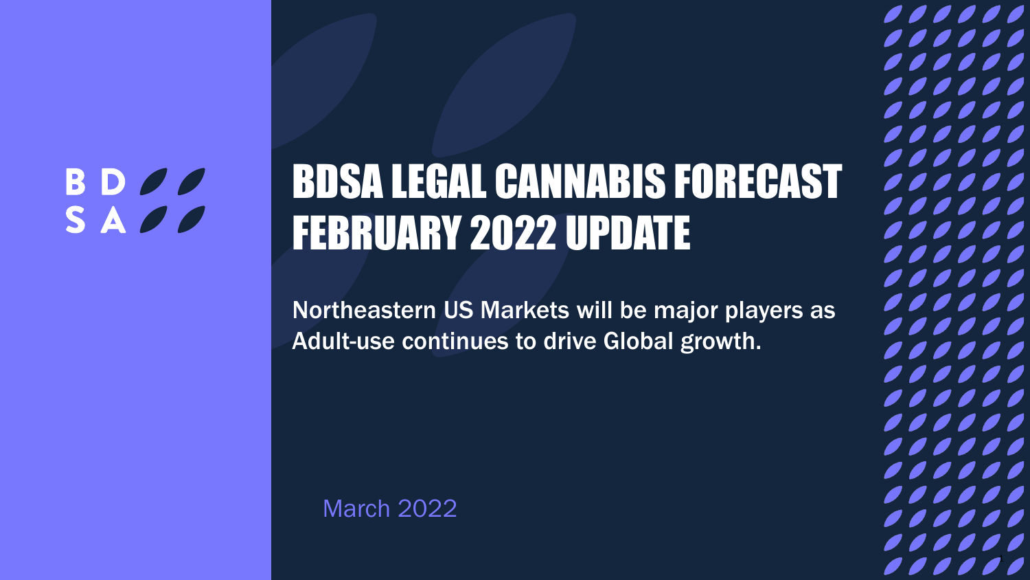BDSA

# BDSA LEGAL CANNABIS FORECAST FEBRUARY 2022 UPDATE

Northeastern US Markets will be major players as Adult-use continues to drive Global growth.

March 2022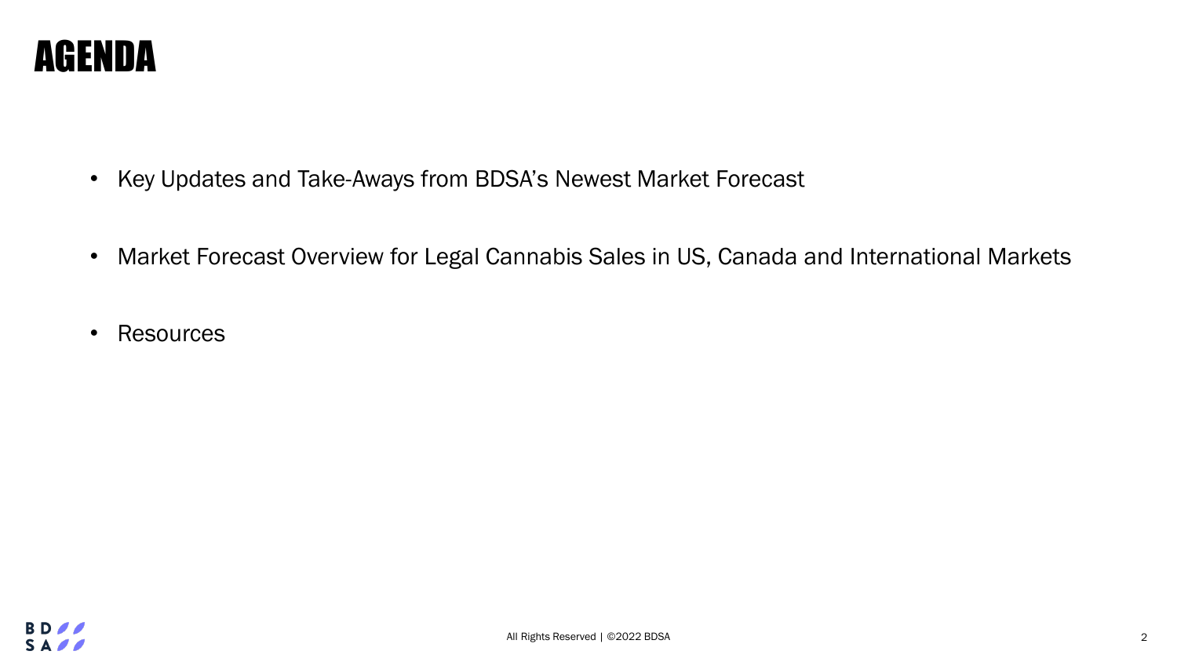# AGENDA

- Key Updates and Take-Aways from BDSA's Newest Market Forecast
- Market Forecast Overview for Legal Cannabis Sales in US, Canada and International Markets
- Resources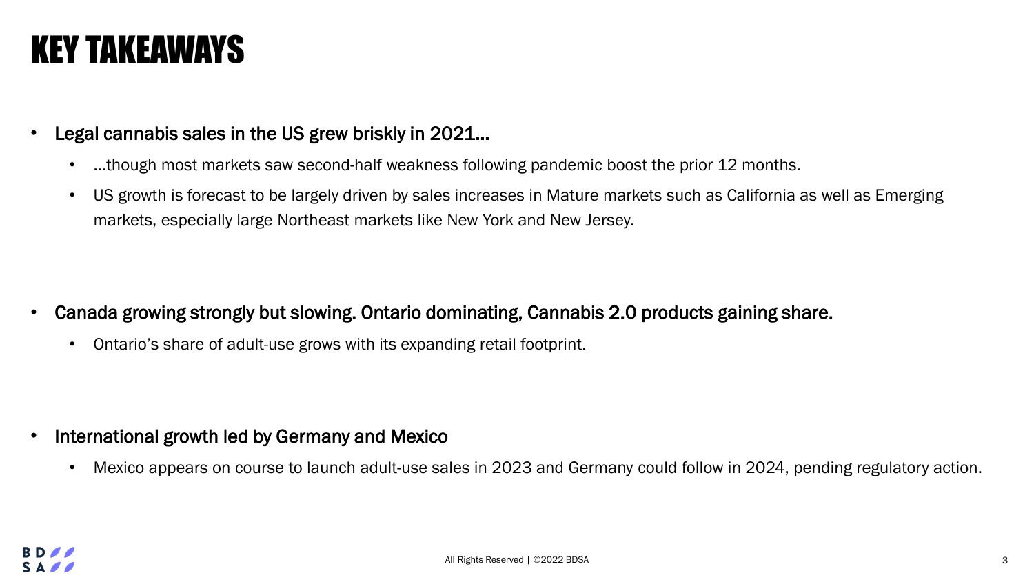# KEY TAKEAWAYS

- Legal cannabis sales in the US grew briskly in 2021…
  - …though most markets saw second-half weakness following pandemic boost the prior 12 months.
  - US growth is forecast to be largely driven by sales increases in Mature markets such as California as well as Emerging markets, especially large Northeast markets like New York and New Jersey.

- Canada growing strongly but slowing. Ontario dominating, Cannabis 2.0 products gaining share.
  - Ontario's share of adult-use grows with its expanding retail footprint.

- International growth led by Germany and Mexico
  - Mexico appears on course to launch adult-use sales in 2023 and Germany could follow in 2024, pending regulatory action.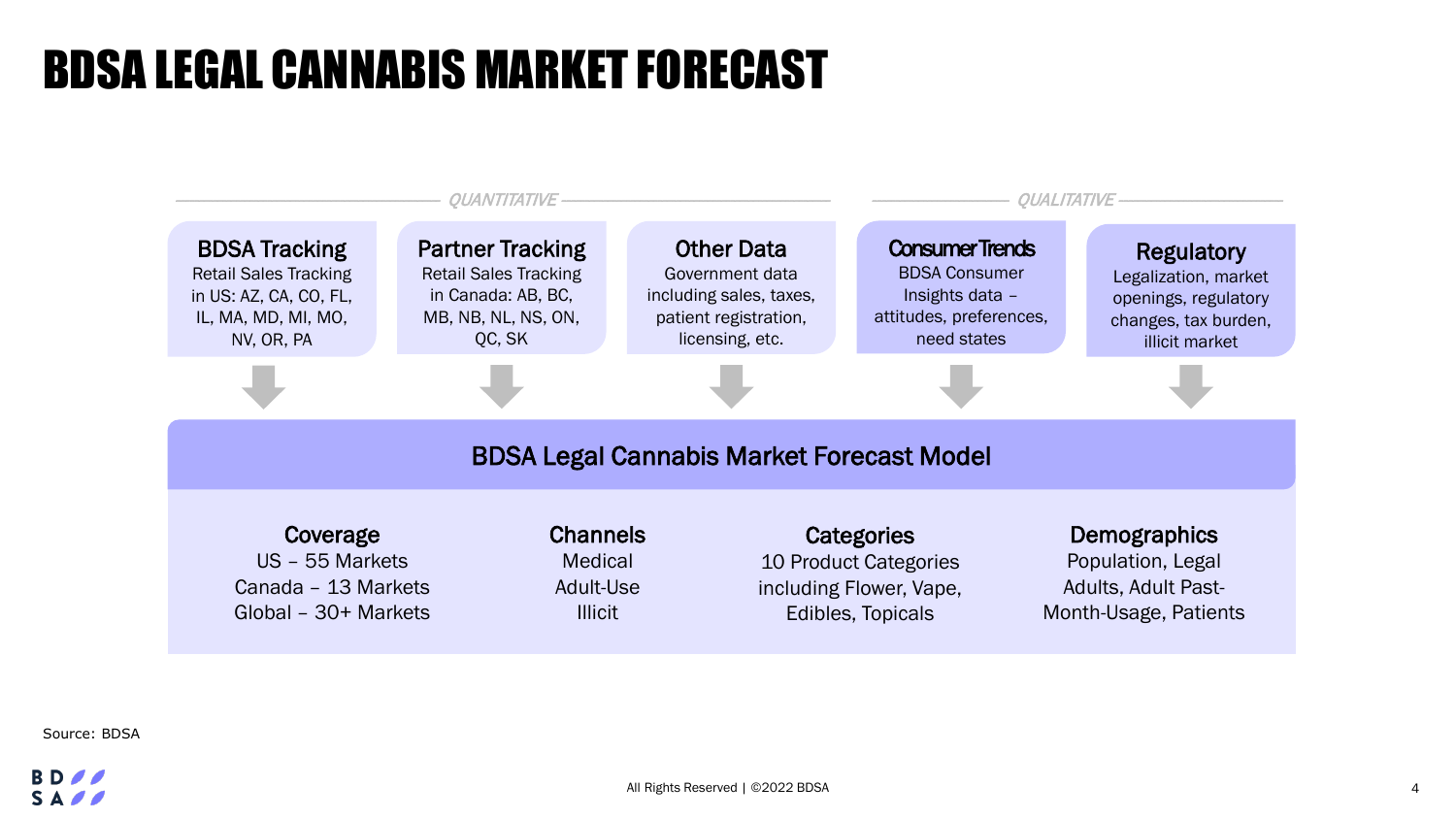# BDSA LEGAL CANNABIS MARKET FORECAST

*QUANTITATIVE*

**BDSA Tracking**
Retail Sales Tracking in US: AZ, CA, CO, FL, IL, MA, MD, MI, MO, NV, OR, PA

**Partner Tracking**
Retail Sales Tracking in Canada: AB, BC, MB, NB, NL, NS, ON, QC, SK

**Other Data**
Government data including sales, taxes, patient registration, licensing, etc.

*QUALITATIVE*

**Consumer Trends**
BDSA Consumer Insights data – attitudes, preferences, need states

**Regulatory**
Legalization, market openings, regulatory changes, tax burden, illicit market

## BDSA Legal Cannabis Market Forecast Model

**Coverage**
US – 55 Markets
Canada – 13 Markets
Global – 30+ Markets

**Channels**
Medical
Adult-Use
Illicit

**Categories**
10 Product Categories including Flower, Vape, Edibles, Topicals

**Demographics**
Population, Legal Adults, Adult Past-Month-Usage, Patients

Source: BDSA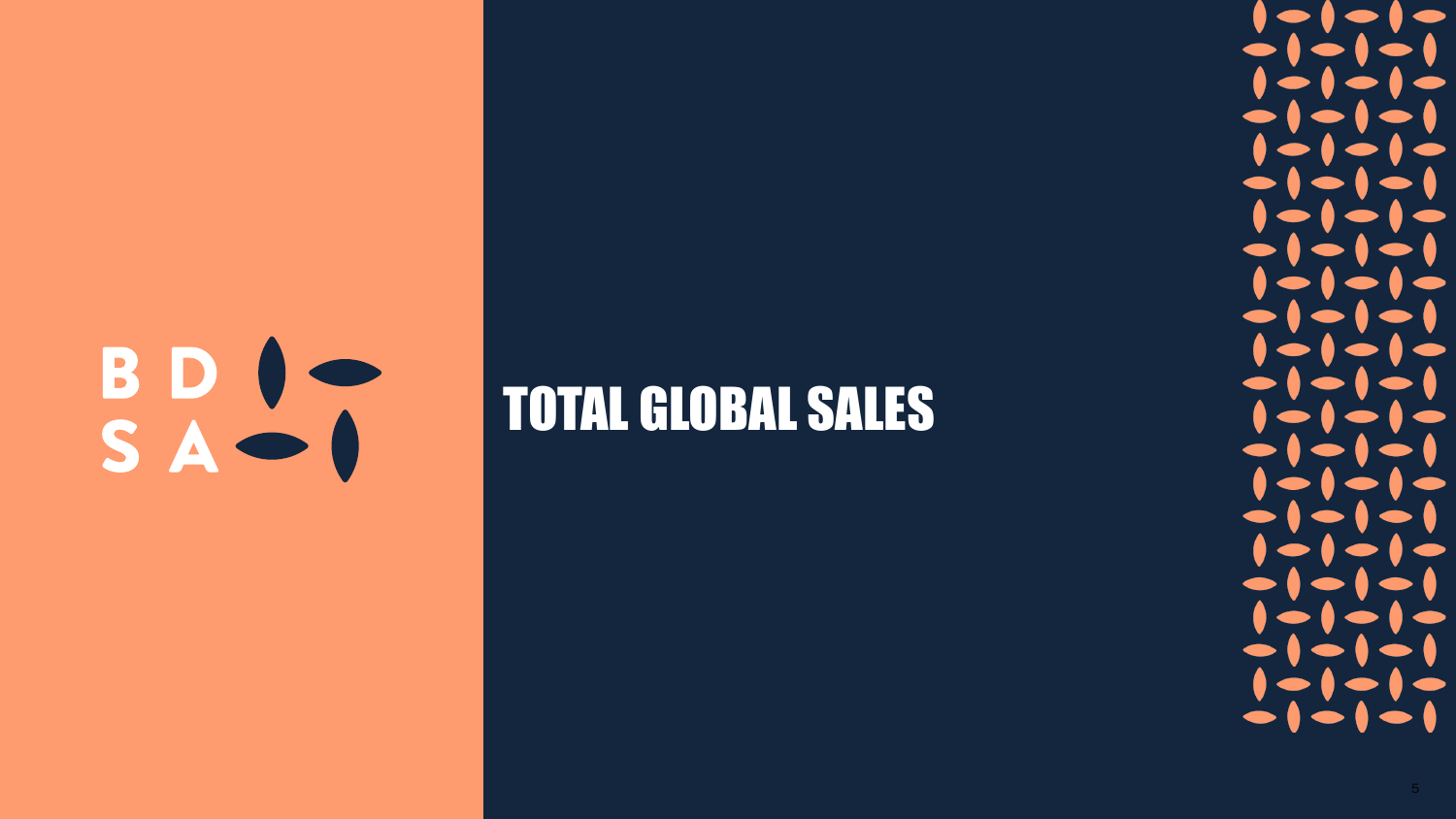# TOTAL GLOBAL SALES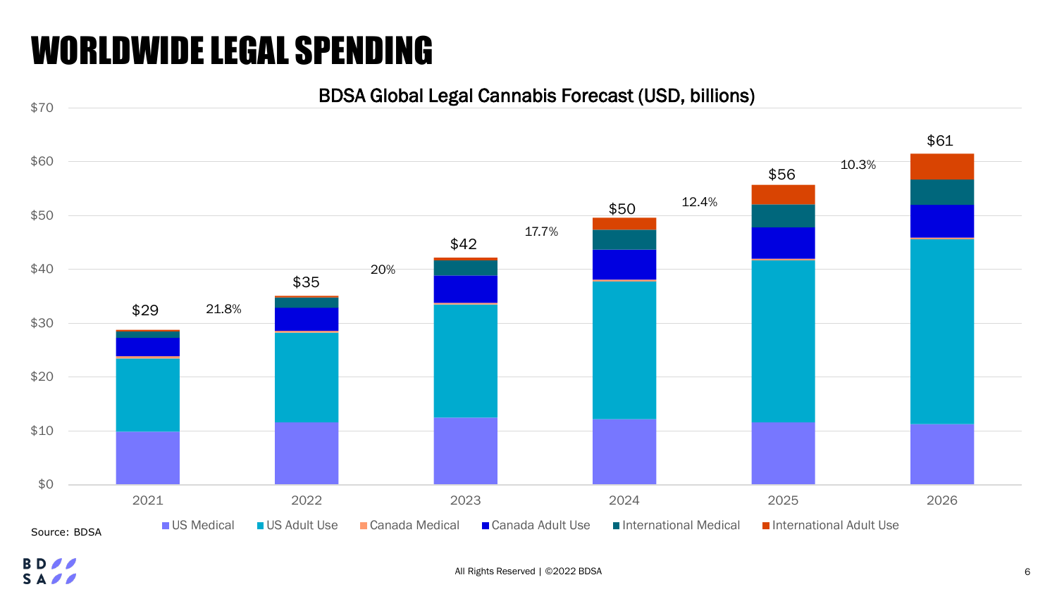# WORLDWIDE LEGAL SPENDING

**BDSA Global Legal Cannabis Forecast (USD, billions)**

| Year | Total | Growth to next year |
|---|---|---|
| 2021 | $29 | 21.8% |
| 2022 | $35 | 20% |
| 2023 | $42 | 17.7% |
| 2024 | $50 | 12.4% |
| 2025 | $56 | 10.3% |
| 2026 | $61 | |

Segments: US Medical, US Adult Use, Canada Medical, Canada Adult Use, International Medical, International Adult Use

Source: BDSA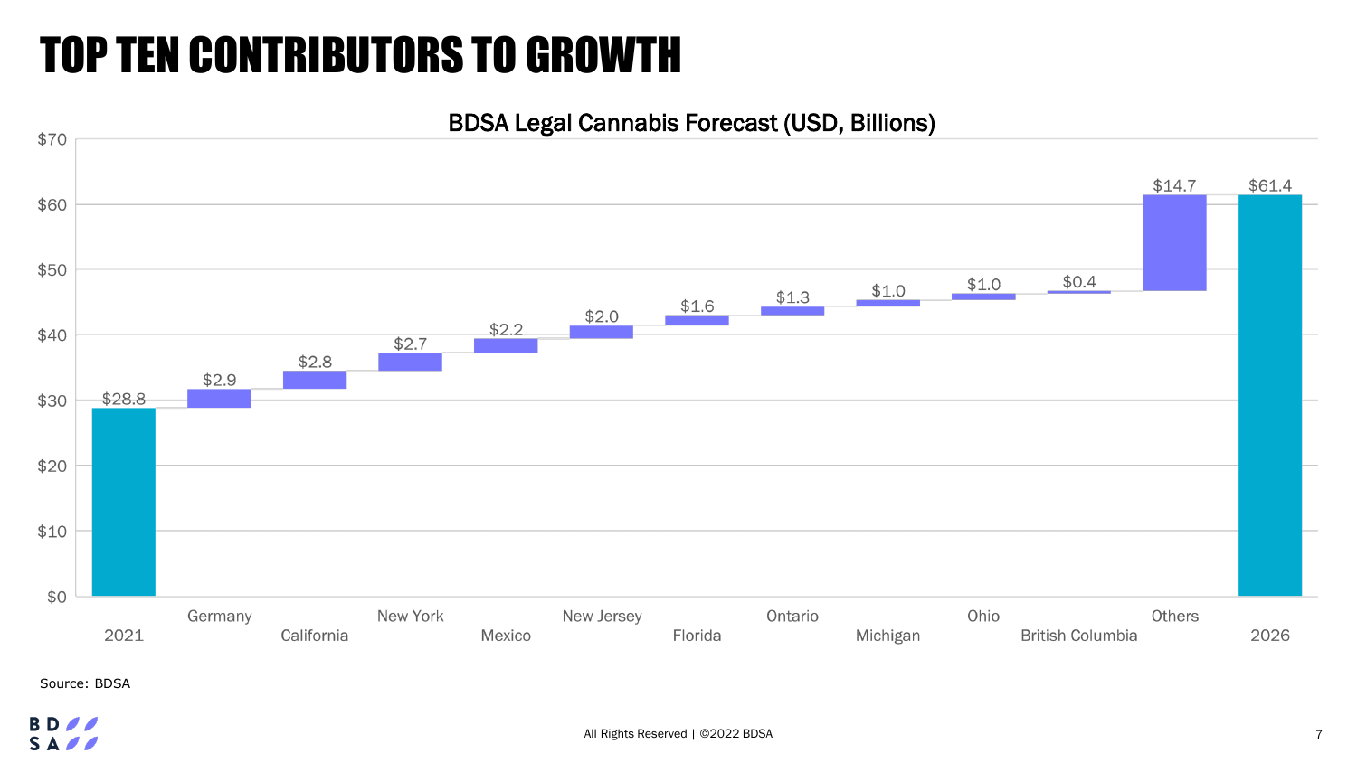# TOP TEN CONTRIBUTORS TO GROWTH

**BDSA Legal Cannabis Forecast (USD, Billions)**

| Category | Value |
| --- | --- |
| 2021 | $28.8 |
| Germany | $2.9 |
| California | $2.8 |
| New York | $2.7 |
| Mexico | $2.2 |
| New Jersey | $2.0 |
| Florida | $1.6 |
| Ontario | $1.3 |
| Michigan | $1.0 |
| Ohio | $1.0 |
| British Columbia | $0.4 |
| Others | $14.7 |
| 2026 | $61.4 |

Source: BDSA

All Rights Reserved | ©2022 BDSA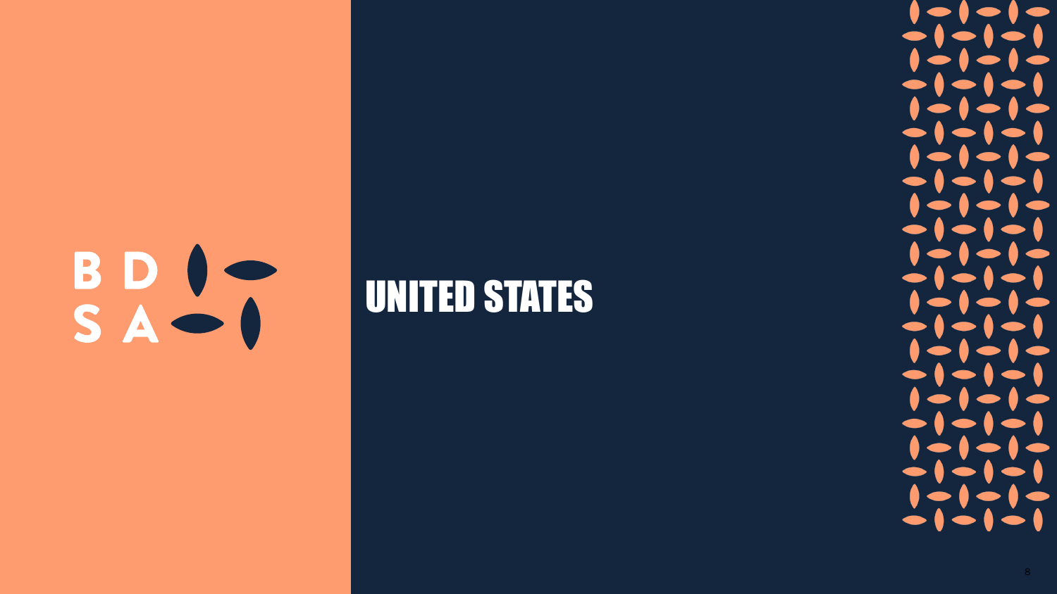BDSA

# UNITED STATES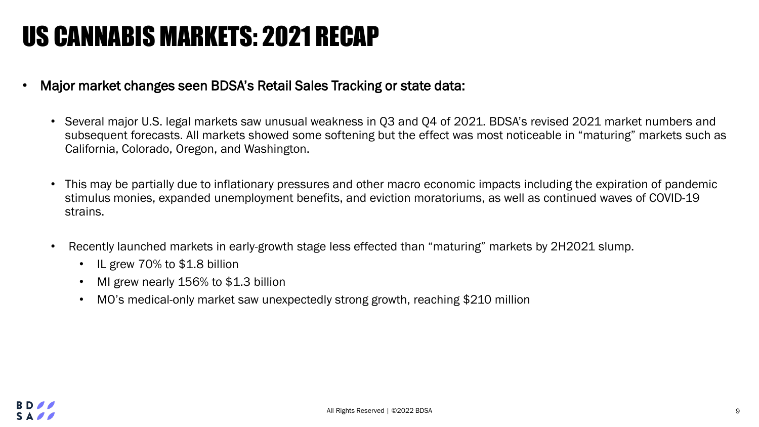# US CANNABIS MARKETS: 2021 RECAP

- Major market changes seen BDSA's Retail Sales Tracking or state data:
  - Several major U.S. legal markets saw unusual weakness in Q3 and Q4 of 2021. BDSA's revised 2021 market numbers and subsequent forecasts. All markets showed some softening but the effect was most noticeable in "maturing" markets such as California, Colorado, Oregon, and Washington.
  - This may be partially due to inflationary pressures and other macro economic impacts including the expiration of pandemic stimulus monies, expanded unemployment benefits, and eviction moratoriums, as well as continued waves of COVID-19 strains.
  - Recently launched markets in early-growth stage less effected than "maturing" markets by 2H2021 slump.
    - IL grew 70% to $1.8 billion
    - MI grew nearly 156% to $1.3 billion
    - MO's medical-only market saw unexpectedly strong growth, reaching $210 million

All Rights Reserved | ©2022 BDSA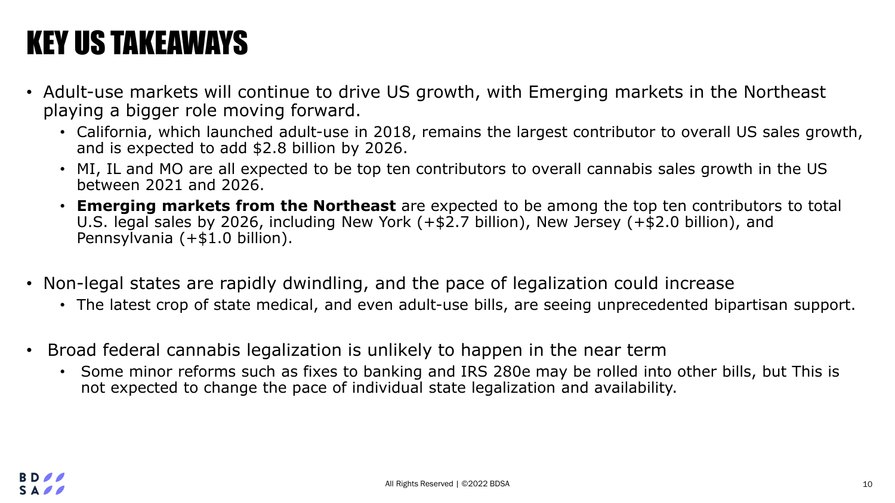# KEY US TAKEAWAYS

- Adult-use markets will continue to drive US growth, with Emerging markets in the Northeast playing a bigger role moving forward.
  - California, which launched adult-use in 2018, remains the largest contributor to overall US sales growth, and is expected to add $2.8 billion by 2026.
  - MI, IL and MO are all expected to be top ten contributors to overall cannabis sales growth in the US between 2021 and 2026.
  - **Emerging markets from the Northeast** are expected to be among the top ten contributors to total U.S. legal sales by 2026, including New York (+$2.7 billion), New Jersey (+$2.0 billion), and Pennsylvania (+$1.0 billion).
- Non-legal states are rapidly dwindling, and the pace of legalization could increase
  - The latest crop of state medical, and even adult-use bills, are seeing unprecedented bipartisan support.
- Broad federal cannabis legalization is unlikely to happen in the near term
  - Some minor reforms such as fixes to banking and IRS 280e may be rolled into other bills, but This is not expected to change the pace of individual state legalization and availability.

All Rights Reserved | ©2022 BDSA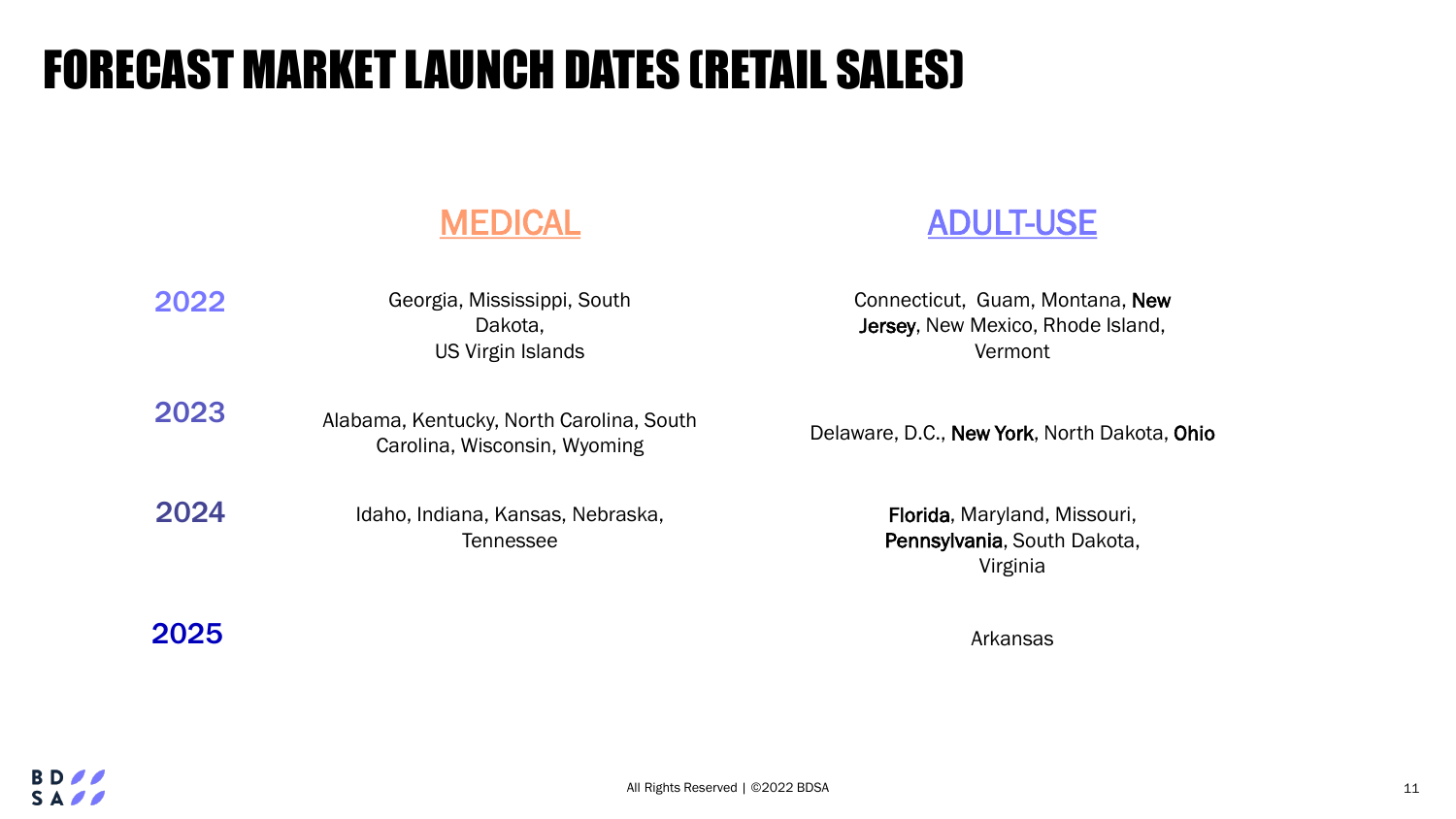# FORECAST MARKET LAUNCH DATES (RETAIL SALES)

| | MEDICAL | ADULT-USE |
|---|---|---|
| 2022 | Georgia, Mississippi, South Dakota, US Virgin Islands | Connecticut, Guam, Montana, New Jersey, New Mexico, Rhode Island, Vermont |
| 2023 | Alabama, Kentucky, North Carolina, South Carolina, Wisconsin, Wyoming | Delaware, D.C., New York, North Dakota, Ohio |
| 2024 | Idaho, Indiana, Kansas, Nebraska, Tennessee | Florida, Maryland, Missouri, Pennsylvania, South Dakota, Virginia |
| 2025 | | Arkansas |

All Rights Reserved | ©2022 BDSA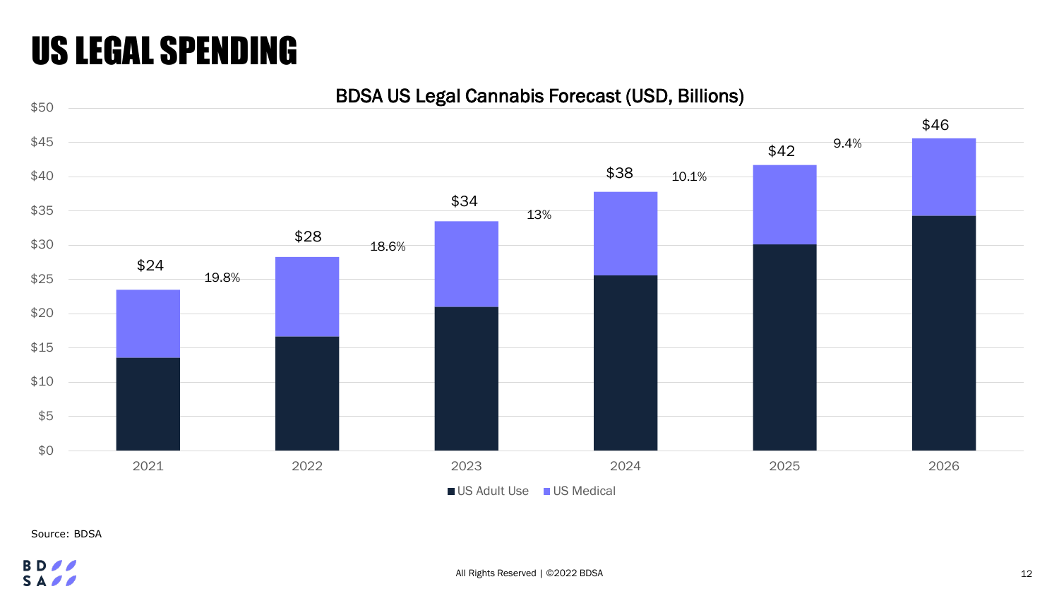# US LEGAL SPENDING

**BDSA US Legal Cannabis Forecast (USD, Billions)**

| Year | Total | Growth to next year |
|---|---|---|
| 2021 | $24 | 19.8% |
| 2022 | $28 | 18.6% |
| 2023 | $34 | 13% |
| 2024 | $38 | 10.1% |
| 2025 | $42 | 9.4% |
| 2026 | $46 | |

Legend: US Adult Use, US Medical

Source: BDSA

All Rights Reserved | ©2022 BDSA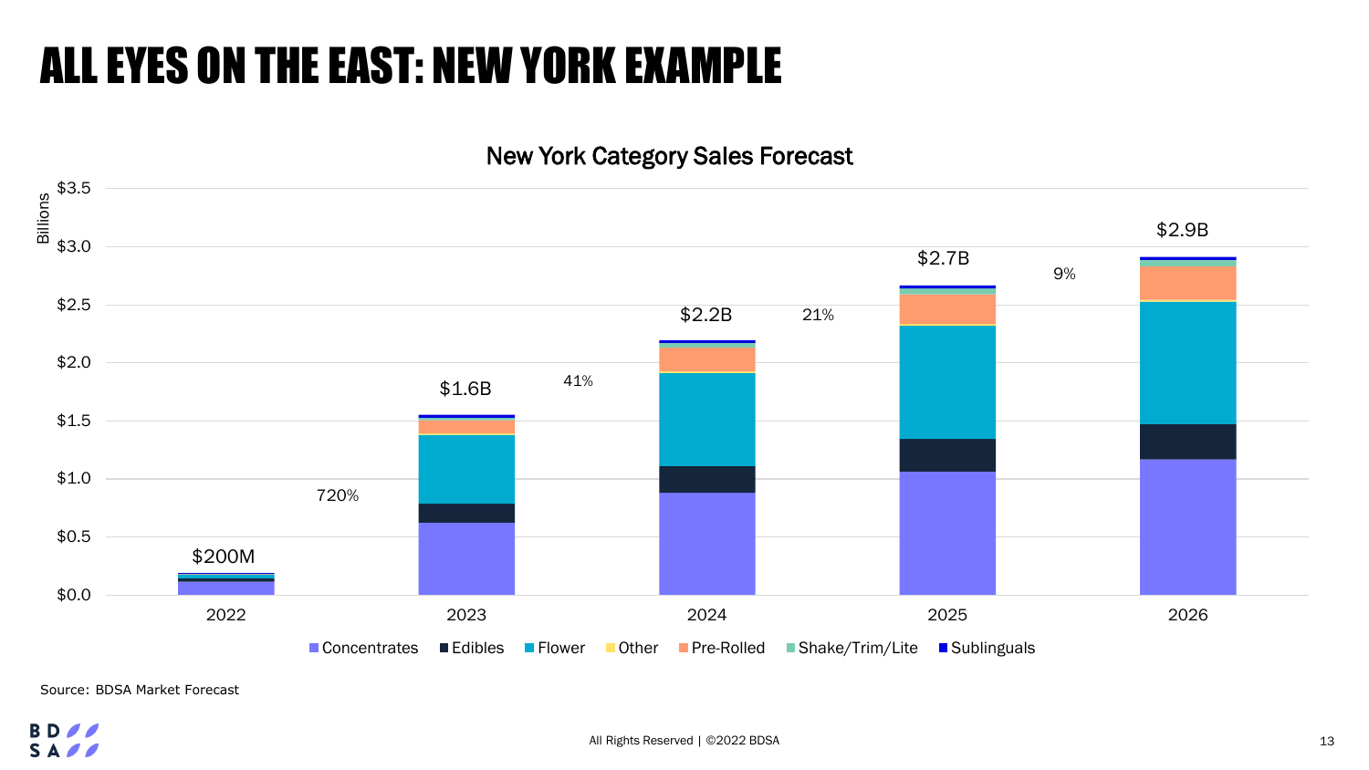# ALL EYES ON THE EAST: NEW YORK EXAMPLE

**New York Category Sales Forecast**

| Year | Total Sales | Growth |
|---|---|---|
| 2022 | $200M | |
| 2023 | $1.6B | 720% |
| 2024 | $2.2B | 41% |
| 2025 | $2.7B | 21% |
| 2026 | $2.9B | 9% |

Categories: Concentrates, Edibles, Flower, Other, Pre-Rolled, Shake/Trim/Lite, Sublinguals

Source: BDSA Market Forecast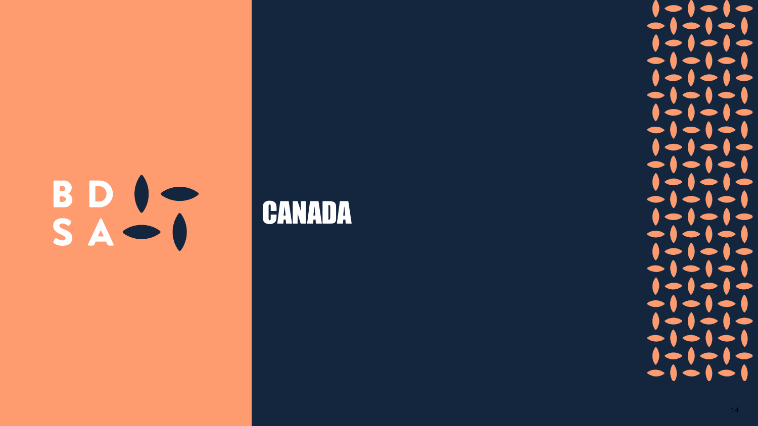# CANADA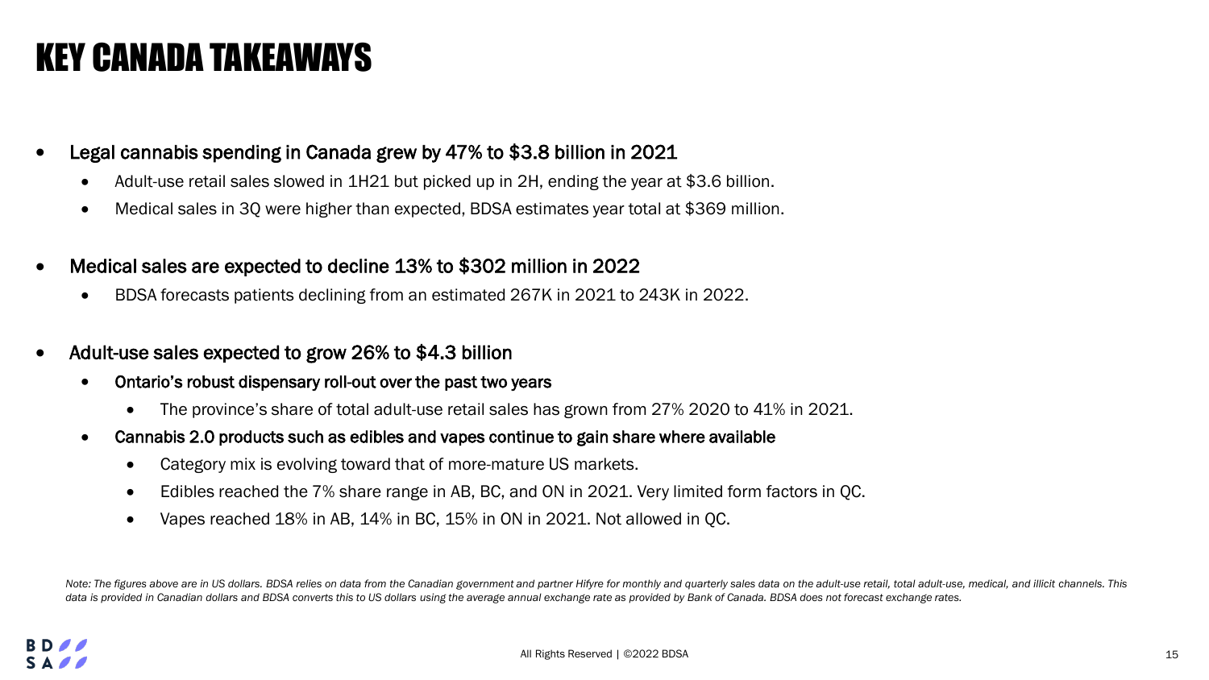# KEY CANADA TAKEAWAYS

- Legal cannabis spending in Canada grew by 47% to $3.8 billion in 2021
  - Adult-use retail sales slowed in 1H21 but picked up in 2H, ending the year at $3.6 billion.
  - Medical sales in 3Q were higher than expected, BDSA estimates year total at $369 million.
- Medical sales are expected to decline 13% to $302 million in 2022
  - BDSA forecasts patients declining from an estimated 267K in 2021 to 243K in 2022.
- Adult-use sales expected to grow 26% to $4.3 billion
  - Ontario's robust dispensary roll-out over the past two years
    - The province's share of total adult-use retail sales has grown from 27% 2020 to 41% in 2021.
  - Cannabis 2.0 products such as edibles and vapes continue to gain share where available
    - Category mix is evolving toward that of more-mature US markets.
    - Edibles reached the 7% share range in AB, BC, and ON in 2021. Very limited form factors in QC.
    - Vapes reached 18% in AB, 14% in BC, 15% in ON in 2021. Not allowed in QC.

*Note: The figures above are in US dollars. BDSA relies on data from the Canadian government and partner Hifyre for monthly and quarterly sales data on the adult-use retail, total adult-use, medical, and illicit channels. This data is provided in Canadian dollars and BDSA converts this to US dollars using the average annual exchange rate as provided by Bank of Canada. BDSA does not forecast exchange rates.*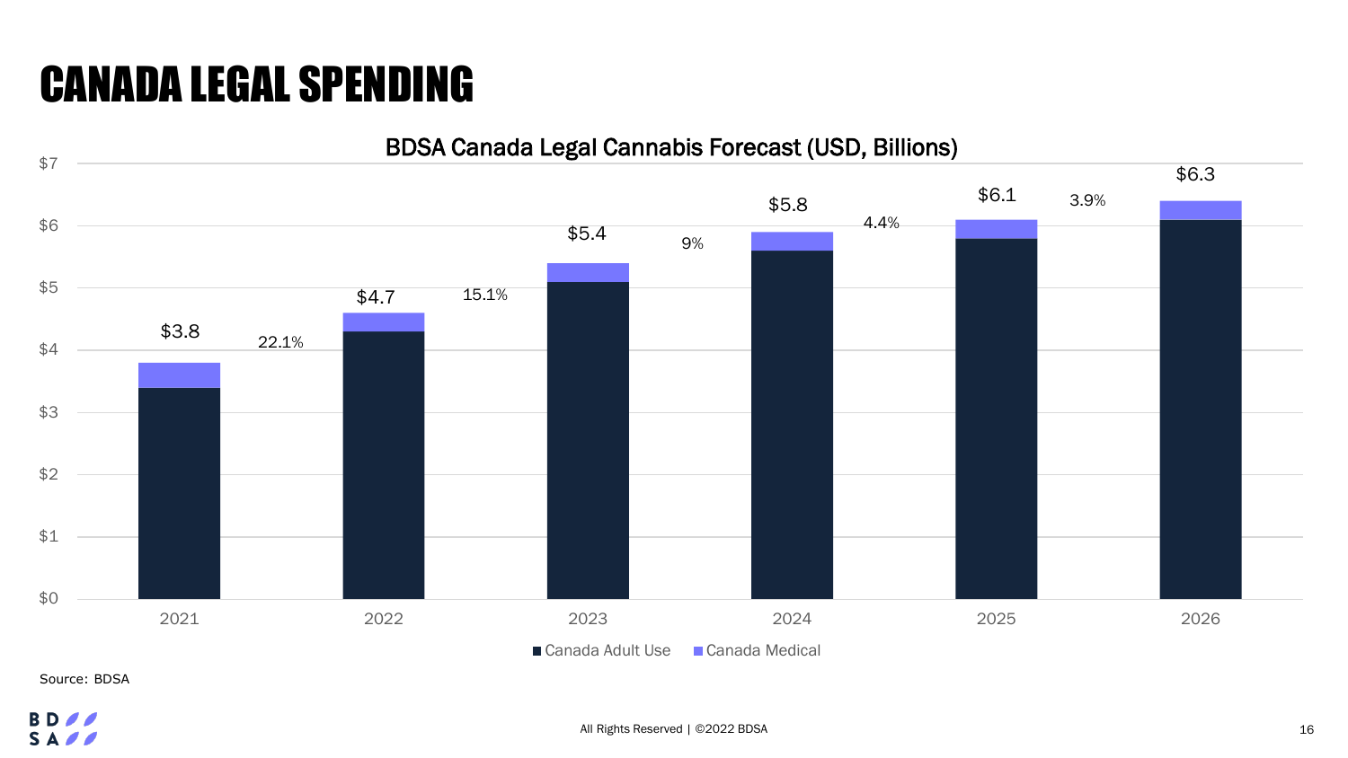# CANADA LEGAL SPENDING

**BDSA Canada Legal Cannabis Forecast (USD, Billions)**

| Year | Total | Growth to next year |
|---|---|---|
| 2021 | $3.8 | 22.1% |
| 2022 | $4.7 | 15.1% |
| 2023 | $5.4 | 9% |
| 2024 | $5.8 | 4.4% |
| 2025 | $6.1 | 3.9% |
| 2026 | $6.3 | |

■ Canada Adult Use ■ Canada Medical

Source: BDSA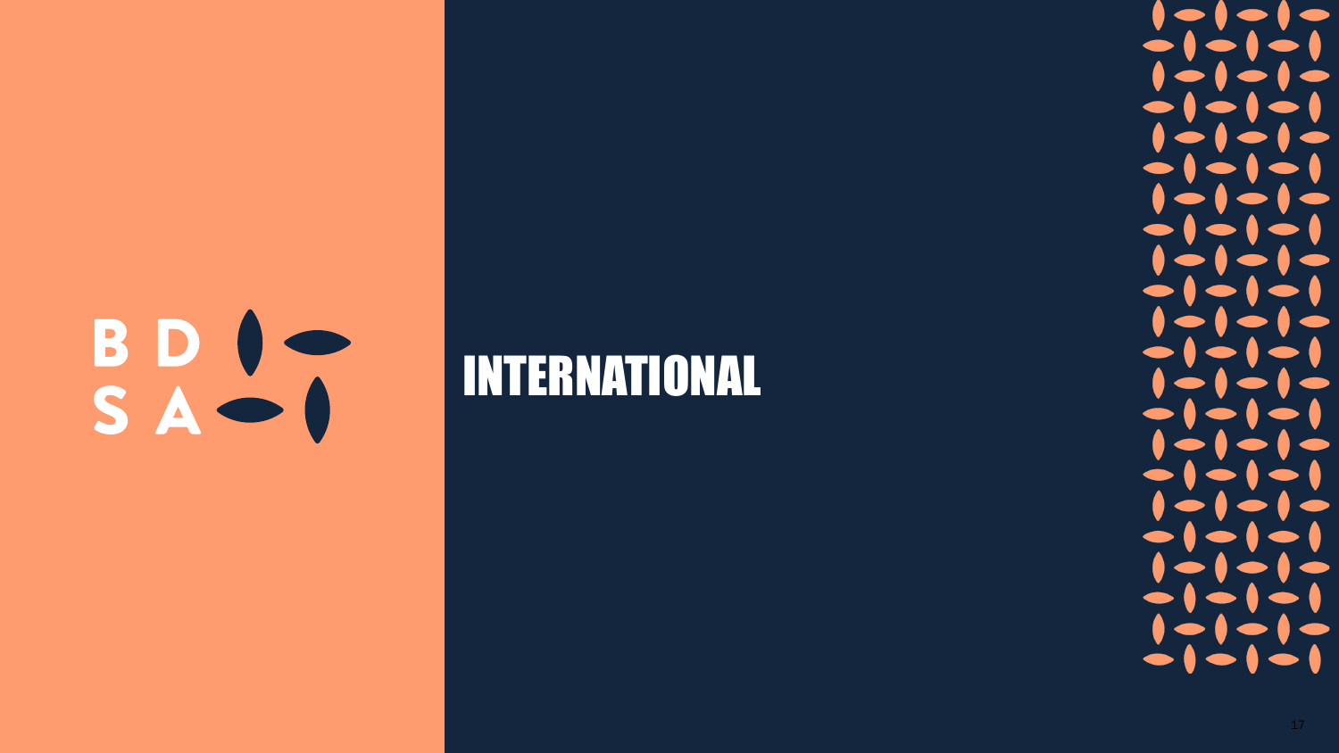B D
S A

# INTERNATIONAL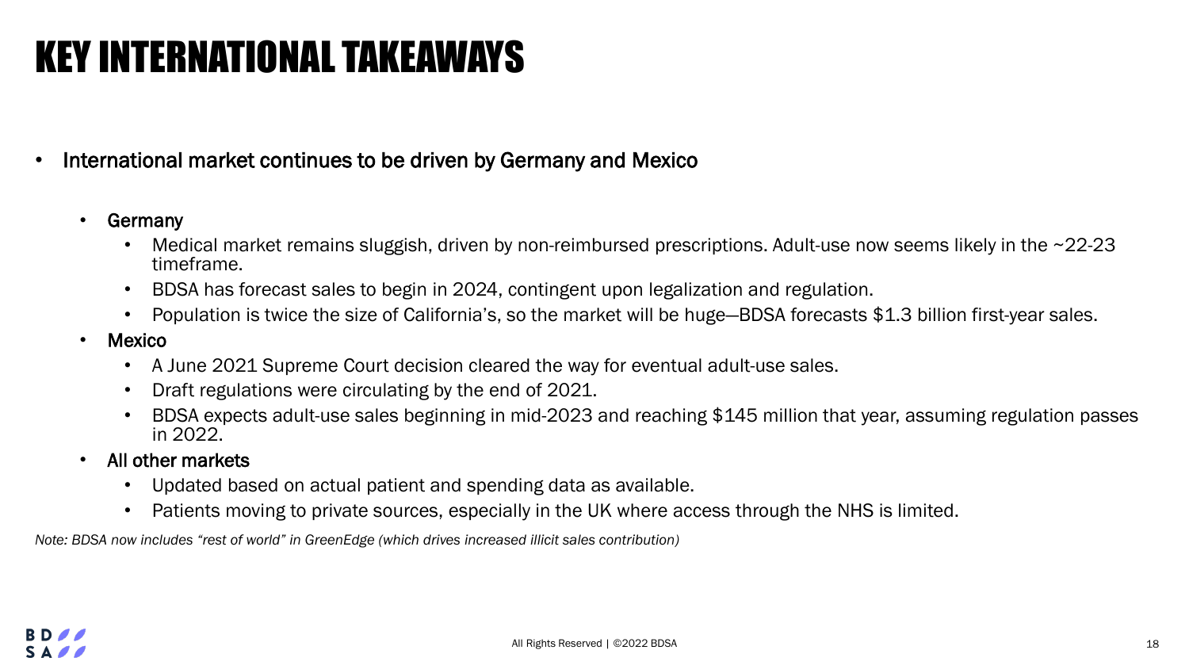# KEY INTERNATIONAL TAKEAWAYS

- International market continues to be driven by Germany and Mexico
  - Germany
    - Medical market remains sluggish, driven by non-reimbursed prescriptions. Adult-use now seems likely in the ~22-23 timeframe.
    - BDSA has forecast sales to begin in 2024, contingent upon legalization and regulation.
    - Population is twice the size of California's, so the market will be huge—BDSA forecasts $1.3 billion first-year sales.
  - Mexico
    - A June 2021 Supreme Court decision cleared the way for eventual adult-use sales.
    - Draft regulations were circulating by the end of 2021.
    - BDSA expects adult-use sales beginning in mid-2023 and reaching $145 million that year, assuming regulation passes in 2022.
  - All other markets
    - Updated based on actual patient and spending data as available.
    - Patients moving to private sources, especially in the UK where access through the NHS is limited.

*Note: BDSA now includes "rest of world" in GreenEdge (which drives increased illicit sales contribution)*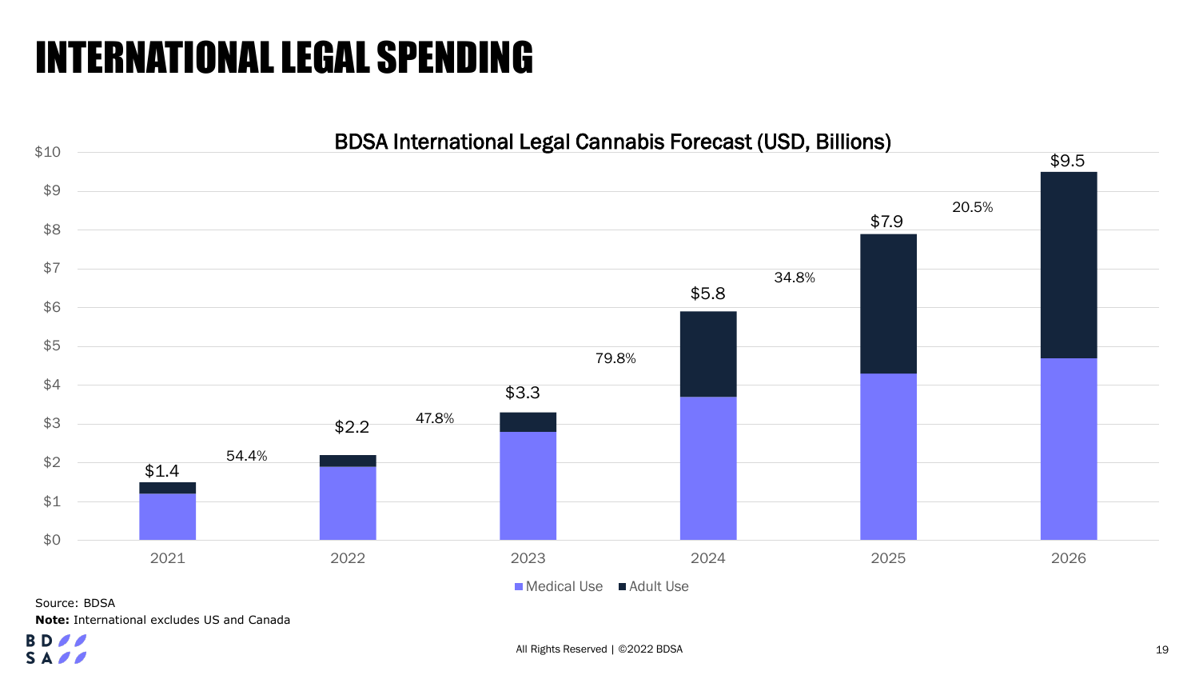# INTERNATIONAL LEGAL SPENDING

**BDSA International Legal Cannabis Forecast (USD, Billions)**

| Year | Total | Growth |
|---|---|---|
| 2021 | $1.4 | |
| 2022 | $2.2 | 54.4% |
| 2023 | $3.3 | 47.8% |
| 2024 | $5.8 | 79.8% |
| 2025 | $7.9 | 34.8% |
| 2026 | $9.5 | 20.5% |

Medical Use ■ Adult Use

Source: BDSA

**Note:** International excludes US and Canada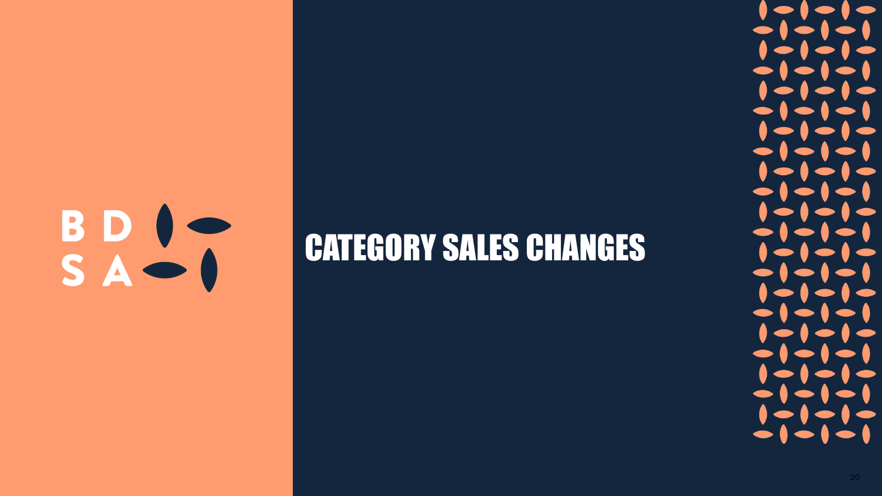# CATEGORY SALES CHANGES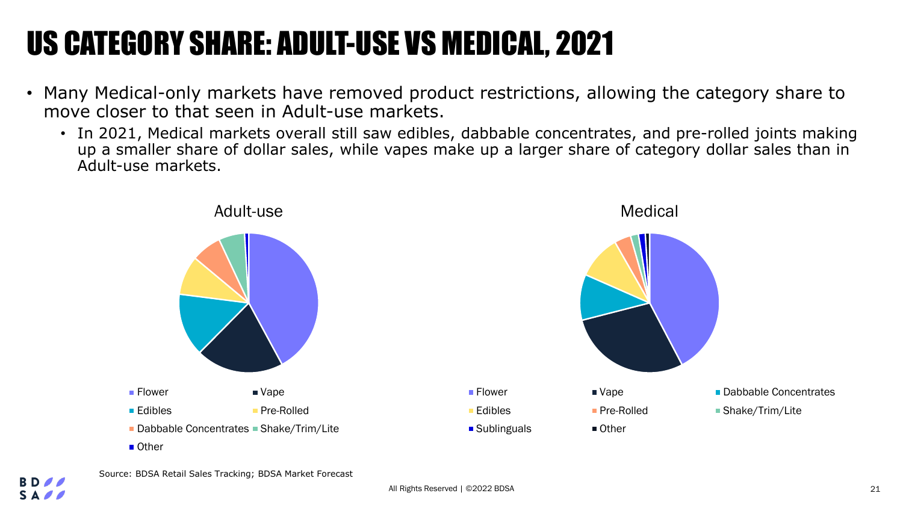# US CATEGORY SHARE: ADULT-USE VS MEDICAL, 2021

- Many Medical-only markets have removed product restrictions, allowing the category share to move closer to that seen in Adult-use markets.
  - In 2021, Medical markets overall still saw edibles, dabbable concentrates, and pre-rolled joints making up a smaller share of dollar sales, while vapes make up a larger share of category dollar sales than in Adult-use markets.

Adult-use

Flower, Vape, Edibles, Pre-Rolled, Dabbable Concentrates, Shake/Trim/Lite, Other

Medical

Flower, Vape, Dabbable Concentrates, Edibles, Pre-Rolled, Shake/Trim/Lite, Sublinguals, Other

Source: BDSA Retail Sales Tracking; BDSA Market Forecast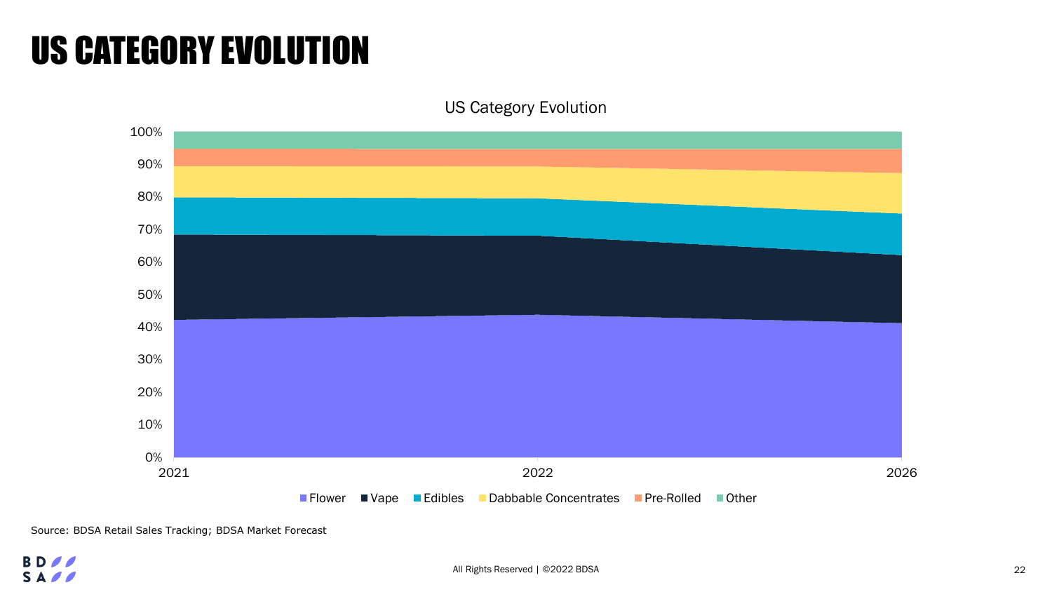# US CATEGORY EVOLUTION

US Category Evolution

100%
90%
80%
70%
60%
50%
40%
30%
20%
10%
0%

2021 2022 2026

Flower | Vape | Edibles | Dabbable Concentrates | Pre-Rolled | Other

Source: BDSA Retail Sales Tracking; BDSA Market Forecast

All Rights Reserved | ©2022 BDSA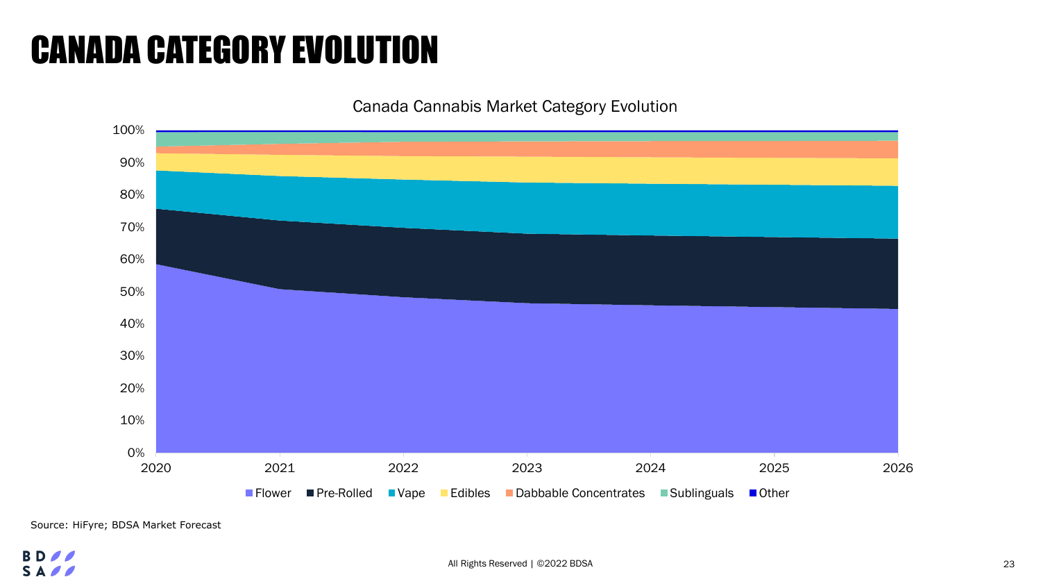# CANADA CATEGORY EVOLUTION

Canada Cannabis Market Category Evolution

Flower | Pre-Rolled | Vape | Edibles | Dabbable Concentrates | Sublinguals | Other

Source: HiFyre; BDSA Market Forecast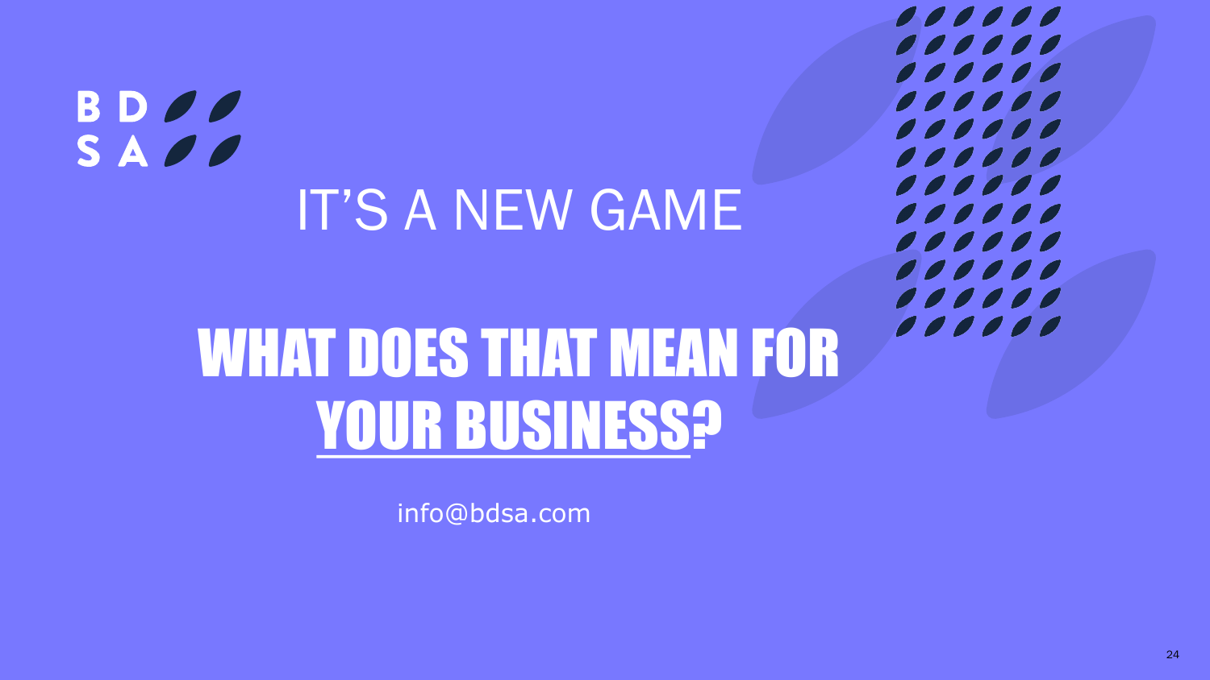BDSA

# IT'S A NEW GAME

# WHAT DOES THAT MEAN FOR YOUR BUSINESS?

info@bdsa.com